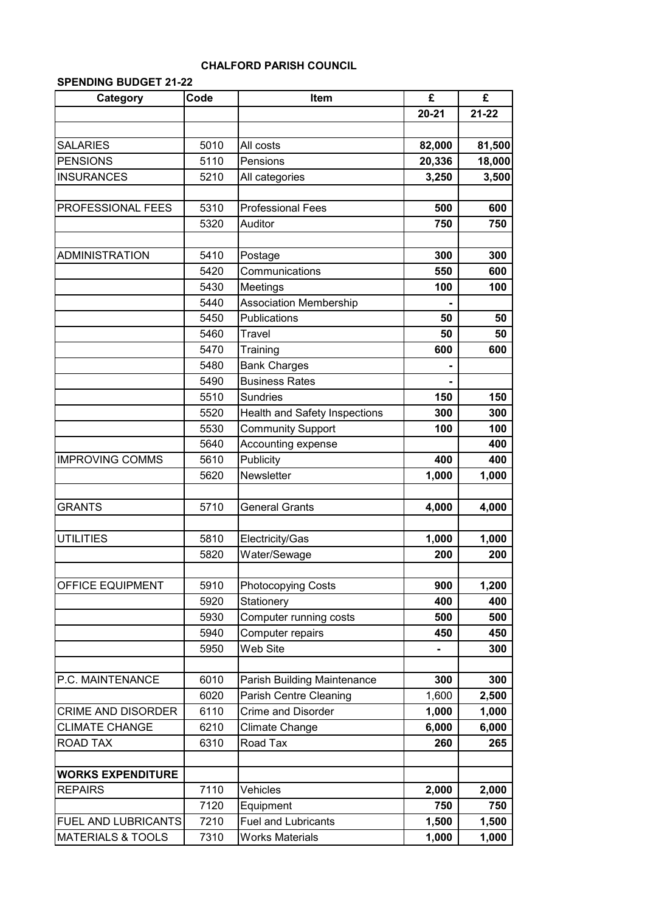# CHALFORD PARISH COUNCIL

## SPENDING BUDGET 21-22

| Category | Code | Item | £ | £ |
|---|---|---|---|---|
| | | | **20-21** | **21-22** |
| | | | | |
| SALARIES | 5010 | All costs | **82,000** | **81,500** |
| PENSIONS | 5110 | Pensions | **20,336** | **18,000** |
| INSURANCES | 5210 | All categories | **3,250** | **3,500** |
| | | | | |
| PROFESSIONAL FEES | 5310 | Professional Fees | **500** | **600** |
| | 5320 | Auditor | **750** | **750** |
| | | | | |
| ADMINISTRATION | 5410 | Postage | **300** | **300** |
| | 5420 | Communications | **550** | **600** |
| | 5430 | Meetings | **100** | **100** |
| | 5440 | Association Membership | **-** | |
| | 5450 | Publications | **50** | **50** |
| | 5460 | Travel | **50** | **50** |
| | 5470 | Training | **600** | **600** |
| | 5480 | Bank Charges | **-** | |
| | 5490 | Business Rates | **-** | |
| | 5510 | Sundries | **150** | **150** |
| | 5520 | Health and Safety Inspections | **300** | **300** |
| | 5530 | Community Support | **100** | **100** |
| | 5640 | Accounting expense | | **400** |
| IMPROVING COMMS | 5610 | Publicity | **400** | **400** |
| | 5620 | Newsletter | **1,000** | **1,000** |
| | | | | |
| GRANTS | 5710 | General Grants | **4,000** | **4,000** |
| | | | | |
| UTILITIES | 5810 | Electricity/Gas | **1,000** | **1,000** |
| | 5820 | Water/Sewage | **200** | **200** |
| | | | | |
| OFFICE EQUIPMENT | 5910 | Photocopying Costs | **900** | **1,200** |
| | 5920 | Stationery | **400** | **400** |
| | 5930 | Computer running costs | **500** | **500** |
| | 5940 | Computer repairs | **450** | **450** |
| | 5950 | Web Site | **-** | **300** |
| | | | | |
| P.C. MAINTENANCE | 6010 | Parish Building Maintenance | **300** | **300** |
| | 6020 | Parish Centre Cleaning | 1,600 | **2,500** |
| CRIME AND DISORDER | 6110 | Crime and Disorder | **1,000** | **1,000** |
| CLIMATE CHANGE | 6210 | Climate Change | **6,000** | **6,000** |
| ROAD TAX | 6310 | Road Tax | **260** | **265** |
| | | | | |
| **WORKS EXPENDITURE** | | | | |
| REPAIRS | 7110 | Vehicles | **2,000** | **2,000** |
| | 7120 | Equipment | **750** | **750** |
| FUEL AND LUBRICANTS | 7210 | Fuel and Lubricants | **1,500** | **1,500** |
| MATERIALS & TOOLS | 7310 | Works Materials | **1,000** | **1,000** |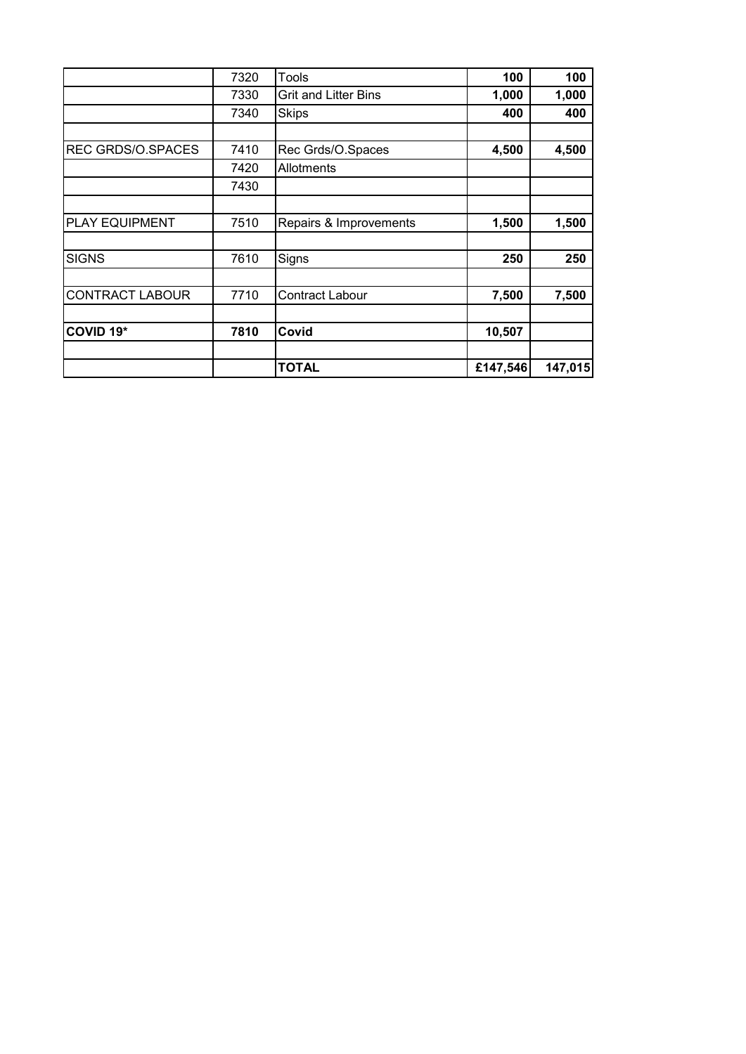| | | | | |
|---|---|---|---|---|
| | 7320 | Tools | **100** | **100** |
| | 7330 | Grit and Litter Bins | **1,000** | **1,000** |
| | 7340 | Skips | **400** | **400** |
| | | | | |
| REC GRDS/O.SPACES | 7410 | Rec Grds/O.Spaces | **4,500** | **4,500** |
| | 7420 | Allotments | | |
| | 7430 | | | |
| | | | | |
| PLAY EQUIPMENT | 7510 | Repairs & Improvements | **1,500** | **1,500** |
| | | | | |
| SIGNS | 7610 | Signs | **250** | **250** |
| | | | | |
| CONTRACT LABOUR | 7710 | Contract Labour | **7,500** | **7,500** |
| | | | | |
| **COVID 19*** | **7810** | **Covid** | **10,507** | |
| | | | | |
| | | **TOTAL** | **£147,546** | **147,015** |